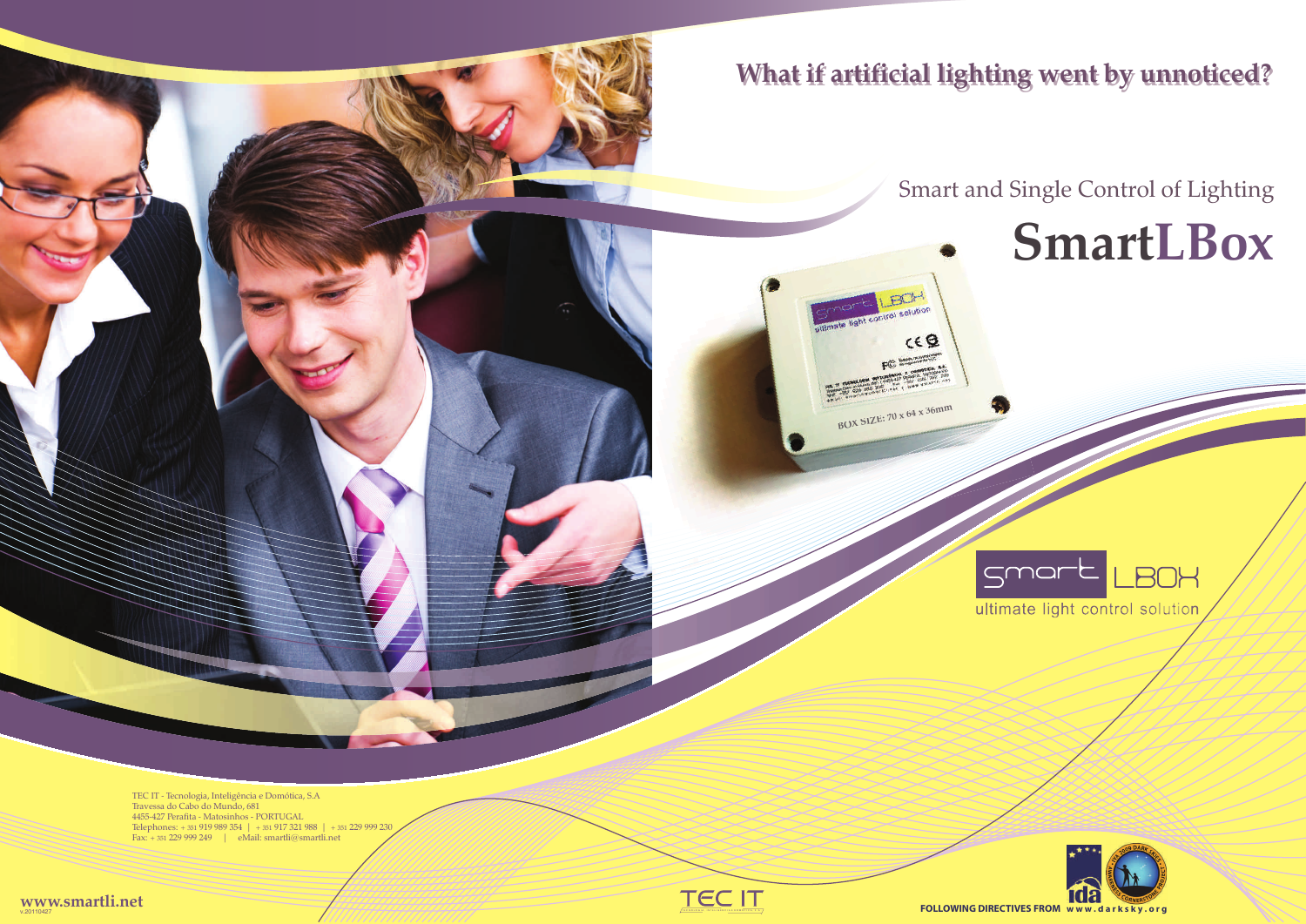## What if artificial lighting went by unnoticed?

Smart and Single Control of Lighting

# SmartLBox

BOX SIZE: 70 x 64 x 36mm

smart LBOX

ultimate light control solution

TEC IT - Tecnologia, Inteligência e Domótica, S.A
Travessa do Cabo do Mundo, 681
4455-427 Perafita - Matosinhos - PORTUGAL
Telephones: + 351 919 989 354 | + 351 917 321 988 | + 351 229 999 230
Fax: + 351 229 999 249 | eMail: smartli@smartli.net

**www.smartli.net**
v.20110427

TEC IT

FOLLOWING DIRECTIVES FROM www.darksky.org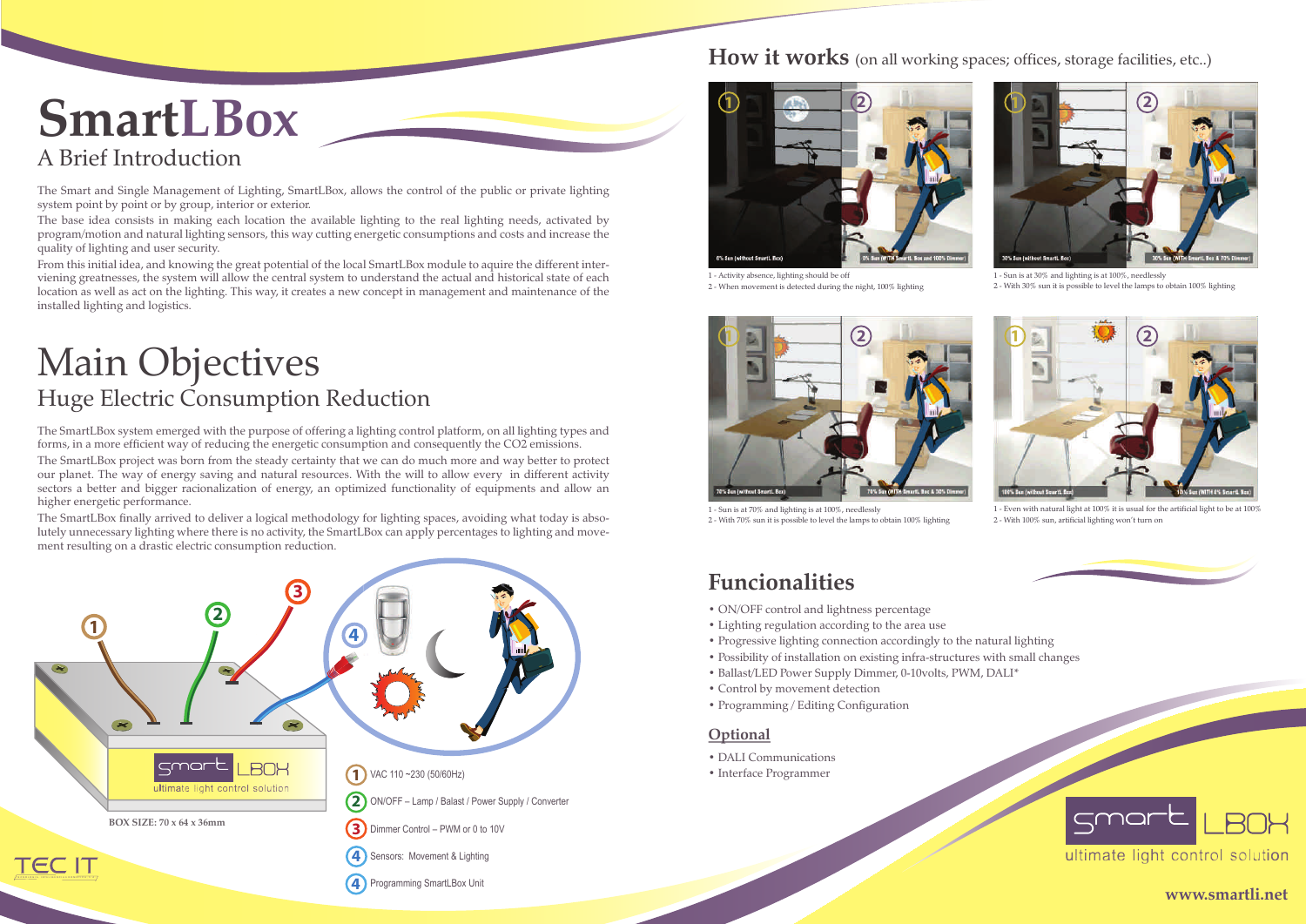# SmartLBox

## A Brief Introduction

The Smart and Single Management of Lighting, SmartLBox, allows the control of the public or private lighting system point by point or by group, interior or exterior.

The base idea consists in making each location the available lighting to the real lighting needs, activated by program/motion and natural lighting sensors, this way cutting energetic consumptions and costs and increase the quality of lighting and user security.

From this initial idea, and knowing the great potential of the local SmartLBox module to aquire the different interviening greatnesses, the system will allow the central system to understand the actual and historical state of each location as well as act on the lighting. This way, it creates a new concept in management and maintenance of the installed lighting and logistics.

# Main Objectives

## Huge Electric Consumption Reduction

The SmartLBox system emerged with the purpose of offering a lighting control platform, on all lighting types and forms, in a more efficient way of reducing the energetic consumption and consequently the $CO_2$ emissions.

The SmartLBox project was born from the steady certainty that we can do much more and way better to protect our planet. The way of energy saving and natural resources. With the will to allow every in different activity sectors a better and bigger racionalization of energy, an optimized functionality of equipments and allow an higher energetic performance.

The SmartLBox finally arrived to deliver a logical methodology for lighting spaces, avoiding what today is absolutely unnecessary lighting where there is no activity, the SmartLBox can apply percentages to lighting and movement resulting on a drastic electric consumption reduction.

smart LBOX
ultimate light control solution

BOX SIZE: 70 x 64 x 36mm

1. VAC 110 ~230 (50/60Hz)
2. ON/OFF – Lamp / Balast / Power Supply / Converter
3. Dimmer Control – PWM or 0 to 10V
4. Sensors: Movement & Lighting
4. Programming SmartLBox Unit

TEC IT

## How it works (on all working spaces; offices, storage facilities, etc..)

0% Sun (without SmartL Box) — 0% Sun (WITH SmartL Box and 100% Dimmer)

1 - Activity absence, lighting should be off
2 - When movement is detected during the night, 100% lighting

30% Sun (without SmartL Box) — 30% Sun (WITH SmartL Box & 70% Dimmer)

1 - Sun is at 30% and lighting is at 100%, needlessly
2 - With 30% sun it is possible to level the lamps to obtain 100% lighting

70% Sun (without SmartL Box) — 70% Sun (WITH SmartL Box & 30% Dimmer)

1 - Sun is at 70% and lighting is at 100%, needlessly
2 - With 70% sun it is possible to level the lamps to obtain 100% lighting

100% Sun (without SmartL Box) — 100% Sun (WITH 0% SmartL Box)

1 - Even with natural light at 100% it is usual for the artificial light to be at 100%
2 - With 100% sun, artificial lighting won't turn on

## Funcionalities

- ON/OFF control and lightness percentage
- Lighting regulation according to the area use
- Progressive lighting connection accordingly to the natural lighting
- Possibility of installation on existing infra-structures with small changes
- Ballast/LED Power Supply Dimmer, 0-10volts, PWM, DALI*
- Control by movement detection
- Programming / Editing Configuration

### Optional

- DALI Communications
- Interface Programmer

smart LBOX
ultimate light control solution

**www.smartli.net**